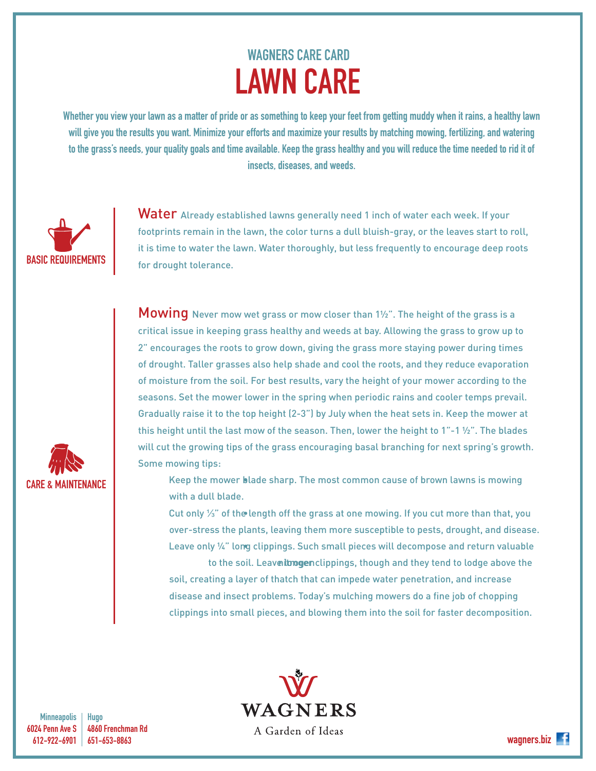## WAGNERS CARE CARD

# LAWN CARE

**Whether you view your lawn as a matter of pride or as something to keep your feet from getting muddy when it rains, a healthy lawn will give you the results you want. Minimize your efforts and maximize your results by matching mowing, fertilizing, and watering to the grass's needs, your quality goals and time available. Keep the grass healthy and you will reduce the time needed to rid it of insects, diseases, and weeds.**

### BASIC REQUIREMENTS

**Water** Already established lawns generally need 1 inch of water each week. If your footprints remain in the lawn, the color turns a dull bluish-gray, or the leaves start to roll, it is time to water the lawn. Water thoroughly, but less frequently to encourage deep roots for drought tolerance.

### CARE & MAINTENANCE

**Mowing** Never mow wet grass or mow closer than 1½". The height of the grass is a critical issue in keeping grass healthy and weeds at bay. Allowing the grass to grow up to 2" encourages the roots to grow down, giving the grass more staying power during times of drought. Taller grasses also help shade and cool the roots, and they reduce evaporation of moisture from the soil. For best results, vary the height of your mower according to the seasons. Set the mower lower in the spring when periodic rains and cooler temps prevail. Gradually raise it to the top height (2-3") by July when the heat sets in. Keep the mower at this height until the last mow of the season. Then, lower the height to 1"-1 ½". The blades will cut the growing tips of the grass encouraging basal branching for next spring's growth. Some mowing tips:

- Keep the mower blade sharp. The most common cause of brown lawns is mowing with a dull blade.
- Cut only ⅓" of the length off the grass at one mowing. If you cut more than that, you over-stress the plants, leaving them more susceptible to pests, drought, and disease.
- Leave only ¼" long clippings. Such small pieces will decompose and return valuable nitrogen to the soil. Leave longer clippings, though and they tend to lodge above the soil, creating a layer of thatch that can impede water penetration, and increase disease and insect problems. Today's mulching mowers do a fine job of chopping clippings into small pieces, and blowing them into the soil for faster decomposition.

WAGNERS
A Garden of Ideas

**Minneapolis**
6024 Penn Ave S
612-922-6901

**Hugo**
4860 Frenchman Rd
651-653-8863

wagners.biz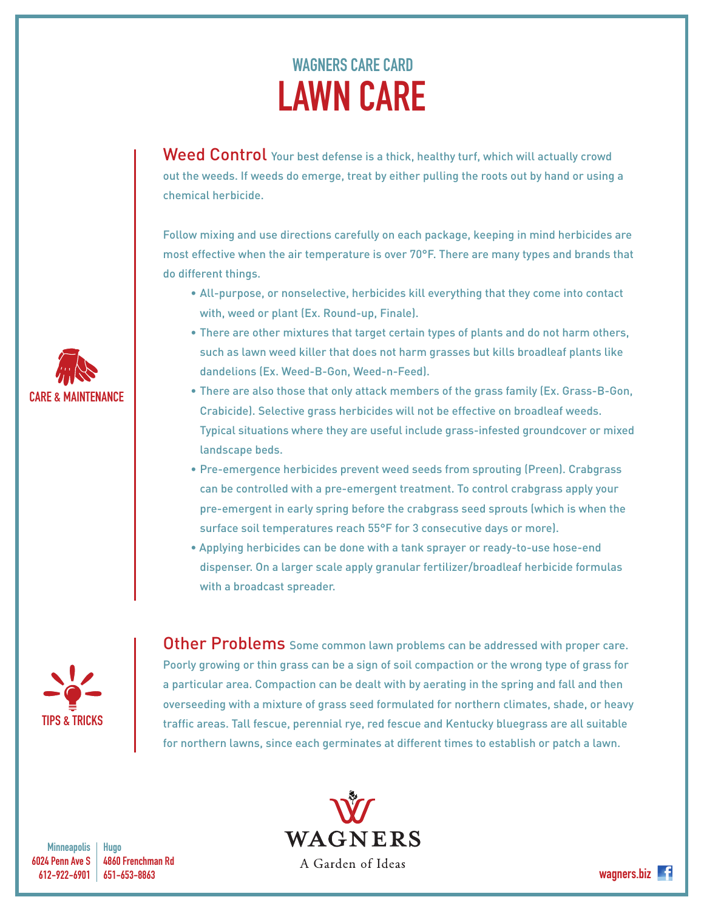WAGNERS CARE CARD

# LAWN CARE

CARE & MAINTENANCE

## Weed Control

Your best defense is a thick, healthy turf, which will actually crowd out the weeds. If weeds do emerge, treat by either pulling the roots out by hand or using a chemical herbicide.

Follow mixing and use directions carefully on each package, keeping in mind herbicides are most effective when the air temperature is over 70°F. There are many types and brands that do different things.

- All-purpose, or nonselective, herbicides kill everything that they come into contact with, weed or plant (Ex. Round-up, Finale).
- There are other mixtures that target certain types of plants and do not harm others, such as lawn weed killer that does not harm grasses but kills broadleaf plants like dandelions (Ex. Weed-B-Gon, Weed-n-Feed).
- There are also those that only attack members of the grass family (Ex. Grass-B-Gon, Crabicide). Selective grass herbicides will not be effective on broadleaf weeds. Typical situations where they are useful include grass-infested groundcover or mixed landscape beds.
- Pre-emergence herbicides prevent weed seeds from sprouting (Preen). Crabgrass can be controlled with a pre-emergent treatment. To control crabgrass apply your pre-emergent in early spring before the crabgrass seed sprouts (which is when the surface soil temperatures reach 55°F for 3 consecutive days or more).
- Applying herbicides can be done with a tank sprayer or ready-to-use hose-end dispenser. On a larger scale apply granular fertilizer/broadleaf herbicide formulas with a broadcast spreader.

TIPS & TRICKS

## Other Problems

Some common lawn problems can be addressed with proper care. Poorly growing or thin grass can be a sign of soil compaction or the wrong type of grass for a particular area. Compaction can be dealt with by aerating in the spring and fall and then overseeding with a mixture of grass seed formulated for northern climates, shade, or heavy traffic areas. Tall fescue, perennial rye, red fescue and Kentucky bluegrass are all suitable for northern lawns, since each germinates at different times to establish or patch a lawn.

WAGNERS

A Garden of Ideas

Minneapolis
6024 Penn Ave S
612-922-6901

Hugo
4860 Frenchman Rd
651-653-8863

wagners.biz